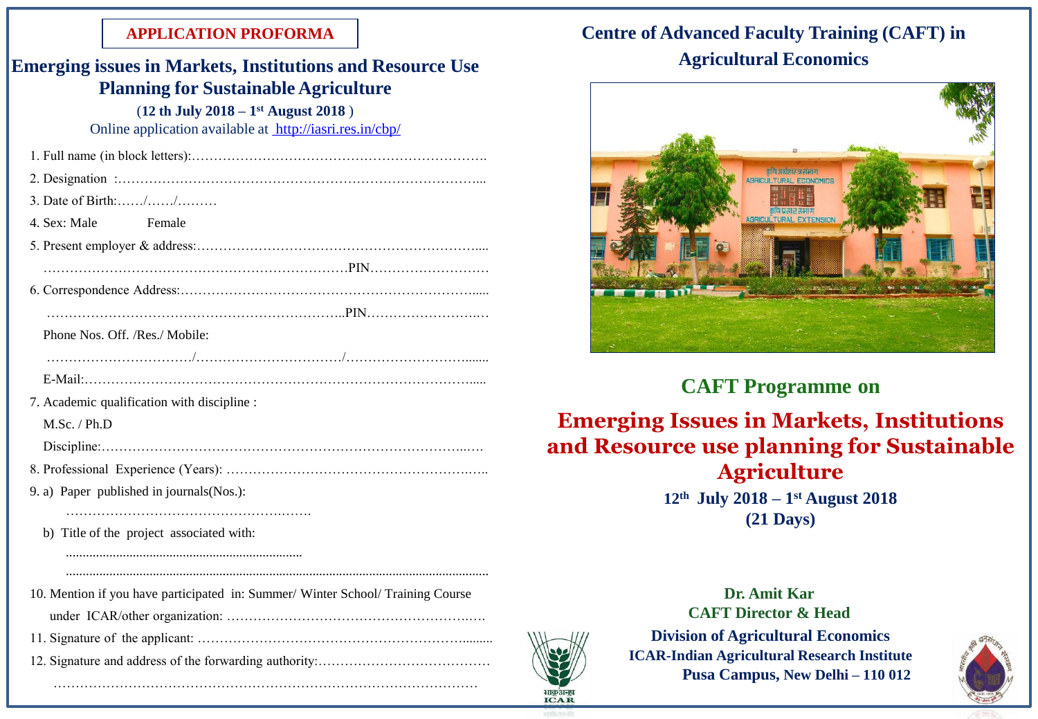**APPLICATION PROFORMA**

## Emerging issues in Markets, Institutions and Resource Use Planning for Sustainable Agriculture

**(12 th July 2018 – 1st August 2018 )**

Online application available at http://iasri.res.in/cbp/

1. Full name (in block letters):…………………………………………………………….
2. Designation :…………………………………………………………………………...
3. Date of Birth:……/……/………
4. Sex: Male Female
5. Present employer & address:…………………………………………………………....
   ……………………………………………………………PIN………………………
6. Correspondence Address:……………………………………………………………......
   ………………………………………………………..PIN…………………….…
   Phone Nos. Off. /Res./ Mobile:
   ……………………………/……………………………/……………………….......
   E-Mail:……………………………………………………………………………......
7. Academic qualification with discipline :
   M.Sc. / Ph.D
   Discipline:………………………………………………………………………..….
8. Professional Experience (Years): ………………………………………………….…..
9. a) Paper published in journals(Nos.):
   ………………………………………….…….
   b) Title of the project associated with:
   ......................................................................
   ..............................................................................................................................
10. Mention if you have participated in: Summer/ Winter School/ Training Course under ICAR/other organization: ……………………………………………….…
11. Signature of the applicant: ………………………………………………………..........
12. Signature and address of the forwarding authority:…………………………………
    ……………………………………………………………………………………

# Centre of Advanced Faculty Training (CAFT) in Agricultural Economics

## CAFT Programme on

# Emerging Issues in Markets, Institutions and Resource use planning for Sustainable Agriculture

**12th July 2018 – 1st August 2018**

**(21 Days)**

**Dr. Amit Kar**

**CAFT Director & Head**

**Division of Agricultural Economics**

**ICAR-Indian Agricultural Research Institute**

**Pusa Campus, New Delhi – 110 012**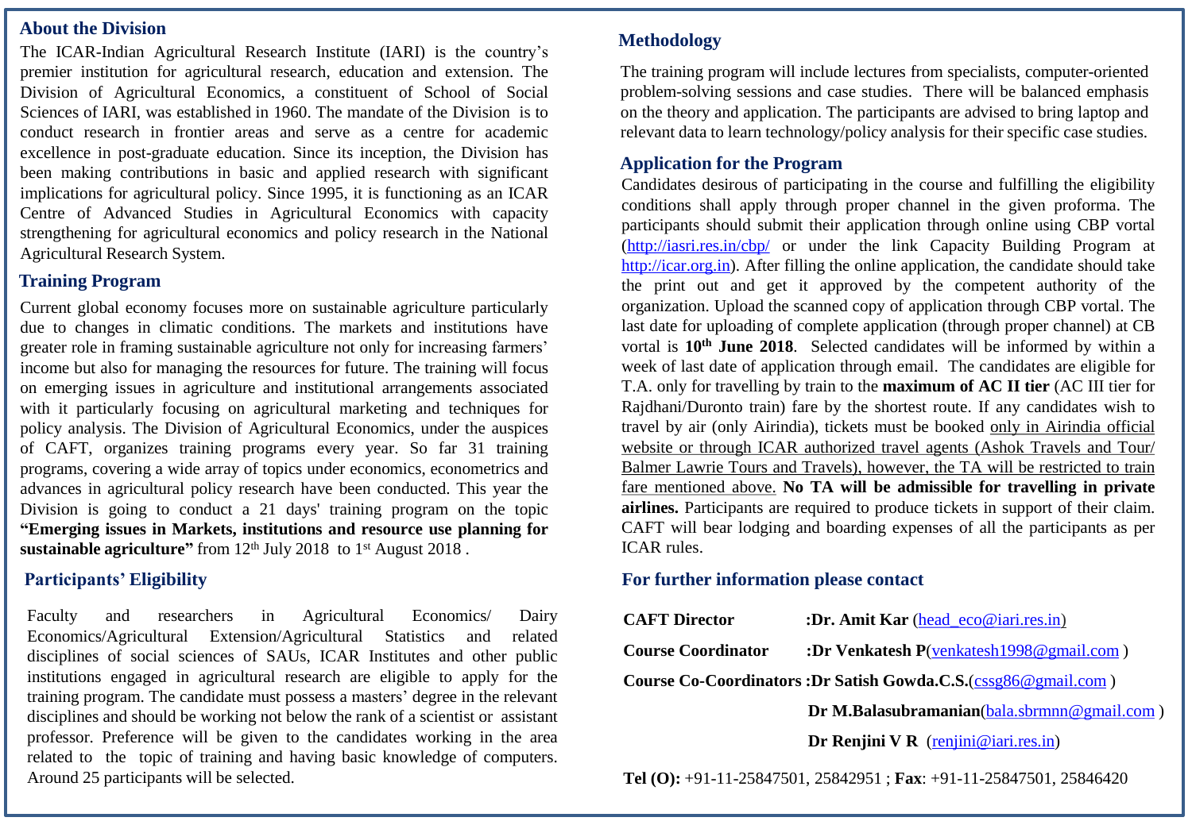## About the Division

The ICAR-Indian Agricultural Research Institute (IARI) is the country's premier institution for agricultural research, education and extension. The Division of Agricultural Economics, a constituent of School of Social Sciences of IARI, was established in 1960. The mandate of the Division is to conduct research in frontier areas and serve as a centre for academic excellence in post-graduate education. Since its inception, the Division has been making contributions in basic and applied research with significant implications for agricultural policy. Since 1995, it is functioning as an ICAR Centre of Advanced Studies in Agricultural Economics with capacity strengthening for agricultural economics and policy research in the National Agricultural Research System.

## Training Program

Current global economy focuses more on sustainable agriculture particularly due to changes in climatic conditions. The markets and institutions have greater role in framing sustainable agriculture not only for increasing farmers' income but also for managing the resources for future. The training will focus on emerging issues in agriculture and institutional arrangements associated with it particularly focusing on agricultural marketing and techniques for policy analysis. The Division of Agricultural Economics, under the auspices of CAFT, organizes training programs every year. So far 31 training programs, covering a wide array of topics under economics, econometrics and advances in agricultural policy research have been conducted. This year the Division is going to conduct a 21 days' training program on the topic **"Emerging issues in Markets, institutions and resource use planning for sustainable agriculture"** from 12th July 2018 to 1st August 2018 .

## Participants' Eligibility

Faculty and researchers in Agricultural Economics/ Dairy Economics/Agricultural Extension/Agricultural Statistics and related disciplines of social sciences of SAUs, ICAR Institutes and other public institutions engaged in agricultural research are eligible to apply for the training program. The candidate must possess a masters' degree in the relevant disciplines and should be working not below the rank of a scientist or assistant professor. Preference will be given to the candidates working in the area related to the topic of training and having basic knowledge of computers. Around 25 participants will be selected.

## Methodology

The training program will include lectures from specialists, computer-oriented problem-solving sessions and case studies. There will be balanced emphasis on the theory and application. The participants are advised to bring laptop and relevant data to learn technology/policy analysis for their specific case studies.

## Application for the Program

Candidates desirous of participating in the course and fulfilling the eligibility conditions shall apply through proper channel in the given proforma. The participants should submit their application through online using CBP vortal (http://iasri.res.in/cbp/ or under the link Capacity Building Program at http://icar.org.in). After filling the online application, the candidate should take the print out and get it approved by the competent authority of the organization. Upload the scanned copy of application through CBP vortal. The last date for uploading of complete application (through proper channel) at CB vortal is **10th June 2018**. Selected candidates will be informed by within a week of last date of application through email. The candidates are eligible for T.A. only for travelling by train to the **maximum of AC II tier** (AC III tier for Rajdhani/Duronto train) fare by the shortest route. If any candidates wish to travel by air (only Airindia), tickets must be booked only in Airindia official website or through ICAR authorized travel agents (Ashok Travels and Tour/ Balmer Lawrie Tours and Travels), however, the TA will be restricted to train fare mentioned above. **No TA will be admissible for travelling in private airlines.** Participants are required to produce tickets in support of their claim. CAFT will bear lodging and boarding expenses of all the participants as per ICAR rules.

## For further information please contact

**CAFT Director** :**Dr. Amit Kar** (head_eco@iari.res.in)

**Course Coordinator** :**Dr Venkatesh P**(venkatesh1998@gmail.com )

**Course Co-Coordinators** :**Dr Satish Gowda.C.S.**(cssg86@gmail.com )

**Dr M.Balasubramanian**(bala.sbrmnn@gmail.com )

**Dr Renjini V R** (renjini@iari.res.in)

**Tel (O):** +91-11-25847501, 25842951 ; **Fax**: +91-11-25847501, 25846420